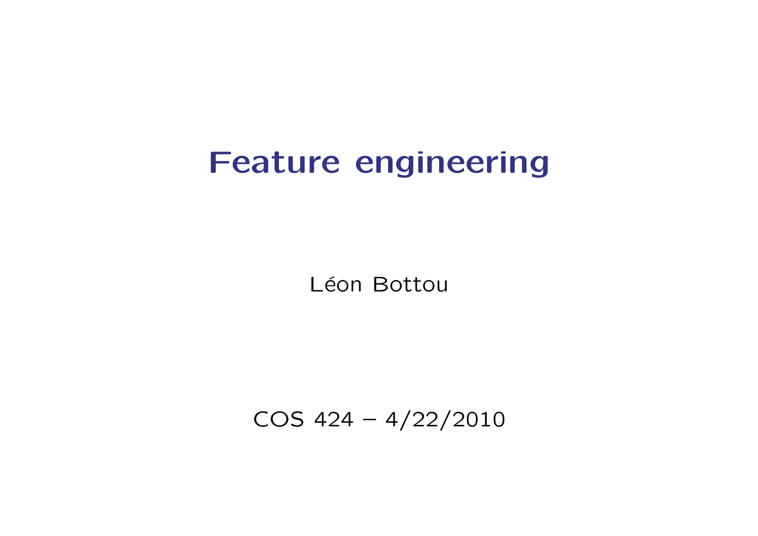# Feature engineering

Léon Bottou

COS 424 – 4/22/2010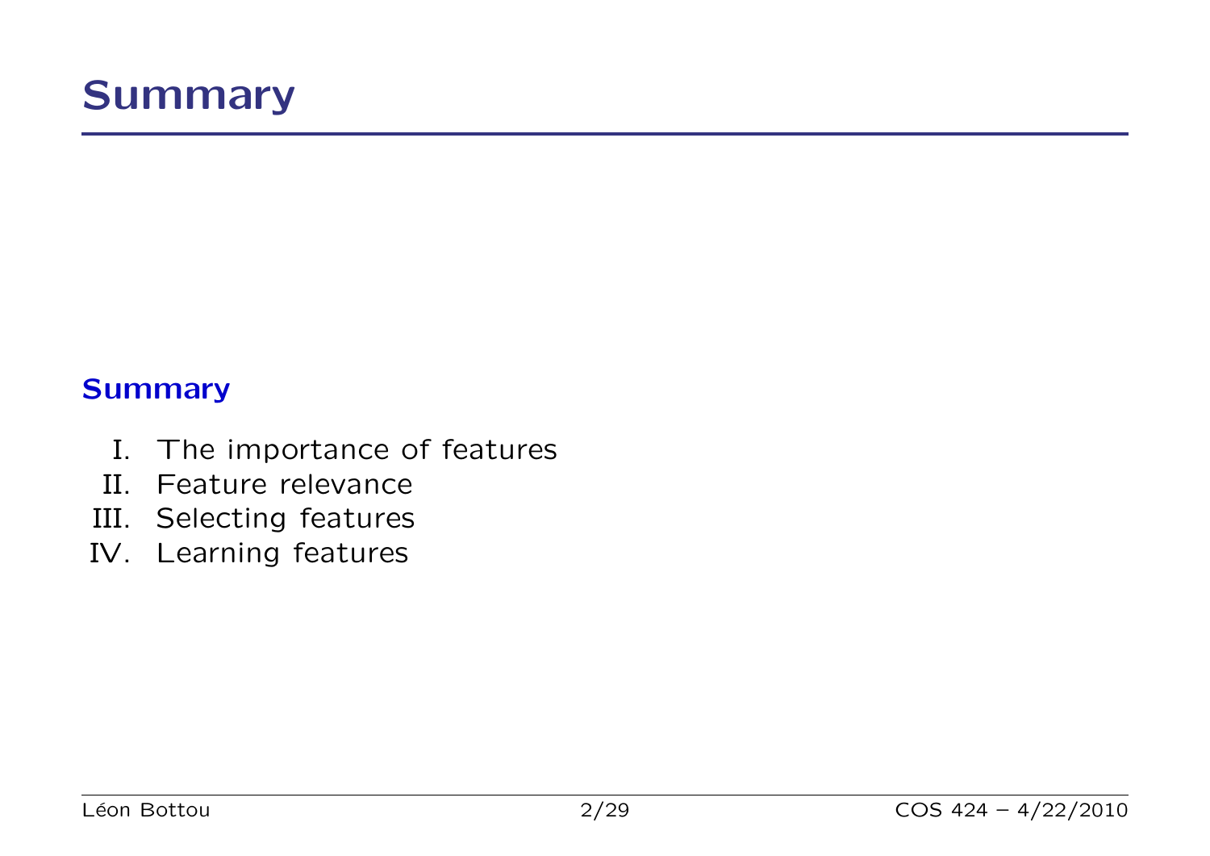# Summary

### Summary

I. The importance of features
II. Feature relevance
III. Selecting features
IV. Learning features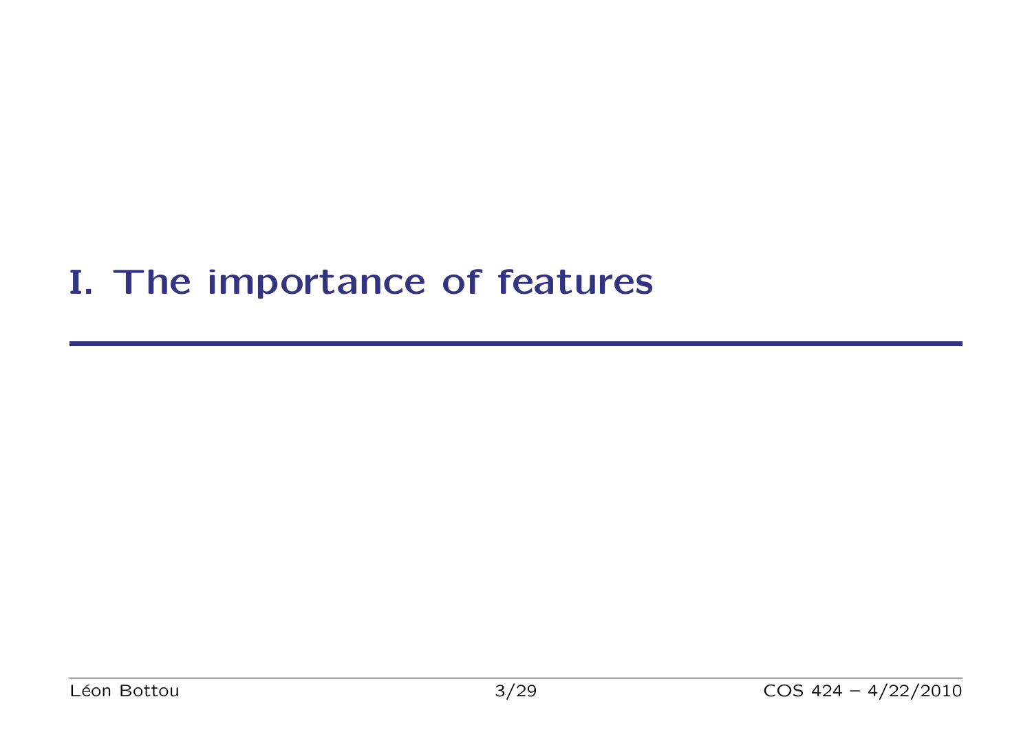# I. The importance of features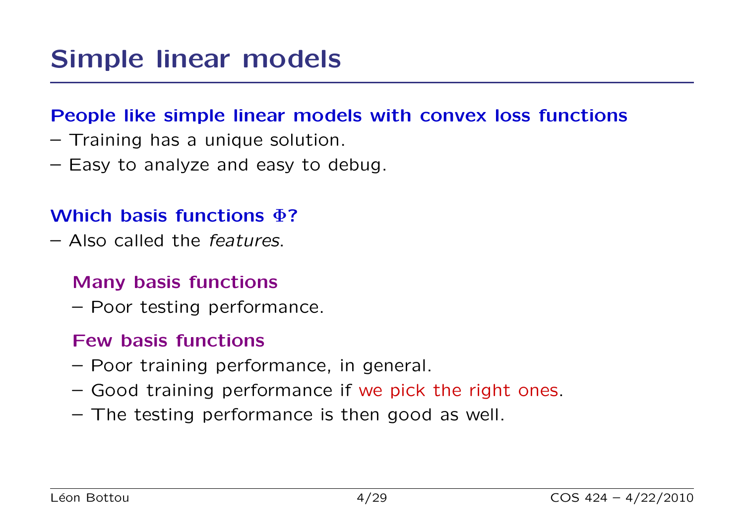# Simple linear models

**People like simple linear models with convex loss functions**

– Training has a unique solution.

– Easy to analyze and easy to debug.

**Which basis functions $\Phi$?**

– Also called the *features*.

### Many basis functions

– Poor testing performance.

### Few basis functions

– Poor training performance, in general.

– Good training performance if we pick the right ones.

– The testing performance is then good as well.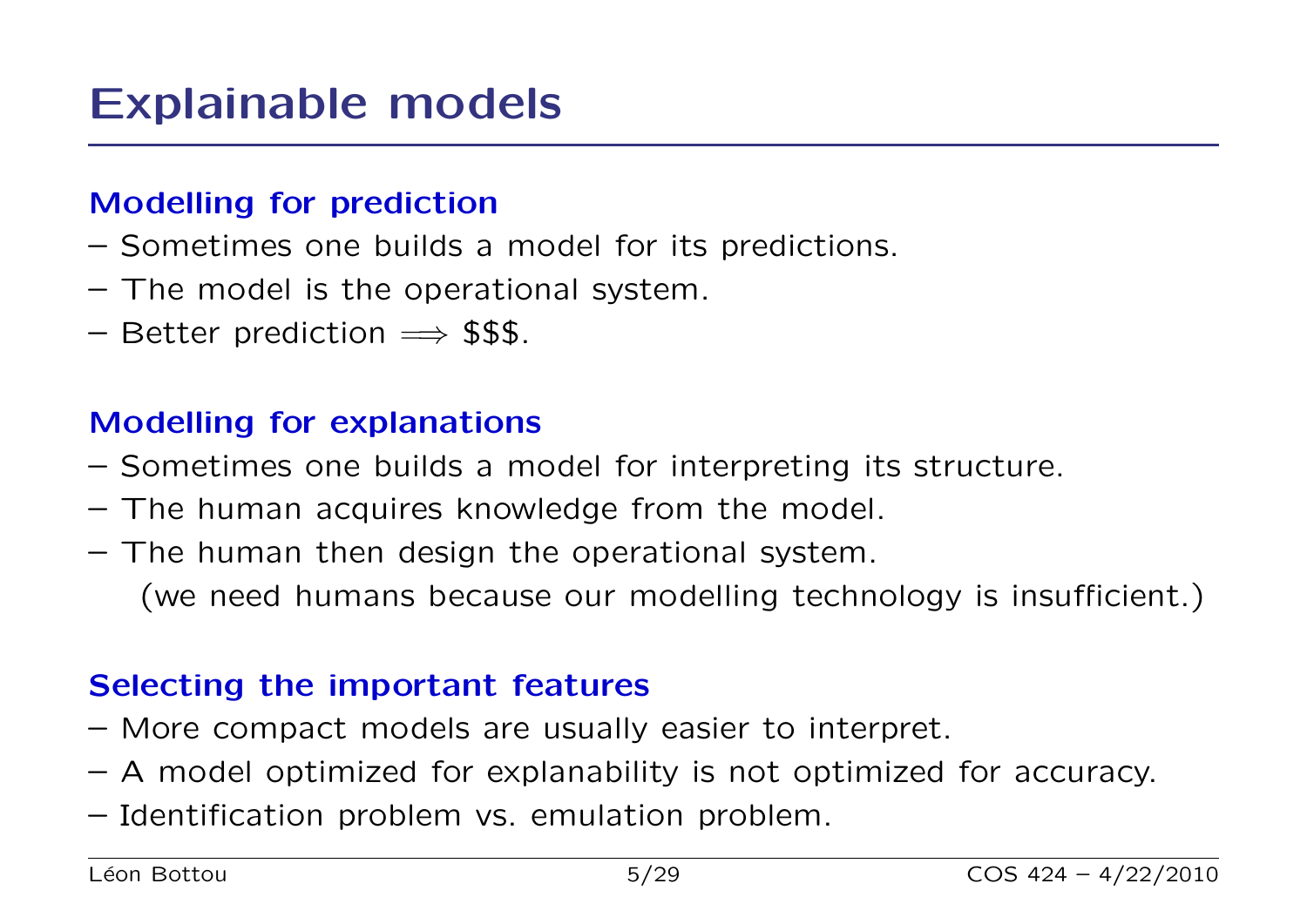# Explainable models

### Modelling for prediction

- Sometimes one builds a model for its predictions.
- The model is the operational system.
- Better prediction $\Longrightarrow$ $$$.

### Modelling for explanations

- Sometimes one builds a model for interpreting its structure.
- The human acquires knowledge from the model.
- The human then design the operational system.
  (we need humans because our modelling technology is insufficient.)

### Selecting the important features

- More compact models are usually easier to interpret.
- A model optimized for explanability is not optimized for accuracy.
- Identification problem vs. emulation problem.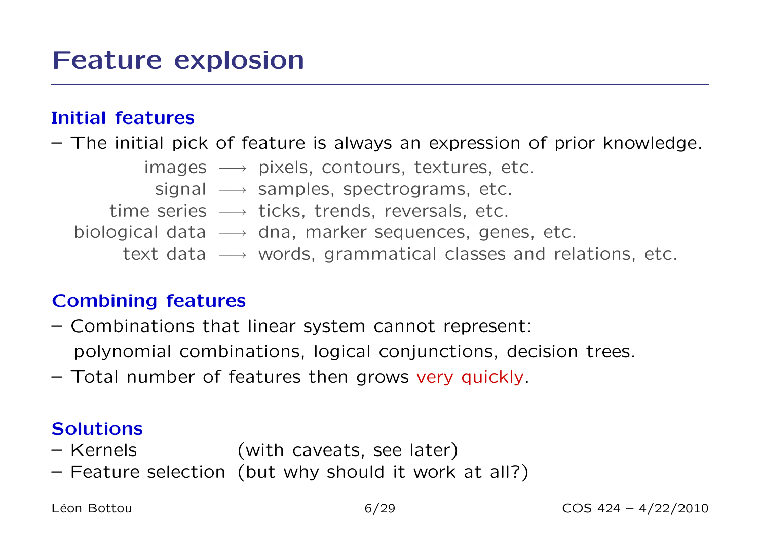# Feature explosion

### Initial features

– The initial pick of feature is always an expression of prior knowledge.

| | | |
|---|---|---|
| images | $\longrightarrow$ | pixels, contours, textures, etc. |
| signal | $\longrightarrow$ | samples, spectrograms, etc. |
| time series | $\longrightarrow$ | ticks, trends, reversals, etc. |
| biological data | $\longrightarrow$ | dna, marker sequences, genes, etc. |
| text data | $\longrightarrow$ | words, grammatical classes and relations, etc. |

### Combining features

– Combinations that linear system cannot represent:
  polynomial combinations, logical conjunctions, decision trees.

– Total number of features then grows very quickly.

### Solutions

– Kernels (with caveats, see later)

– Feature selection (but why should it work at all?)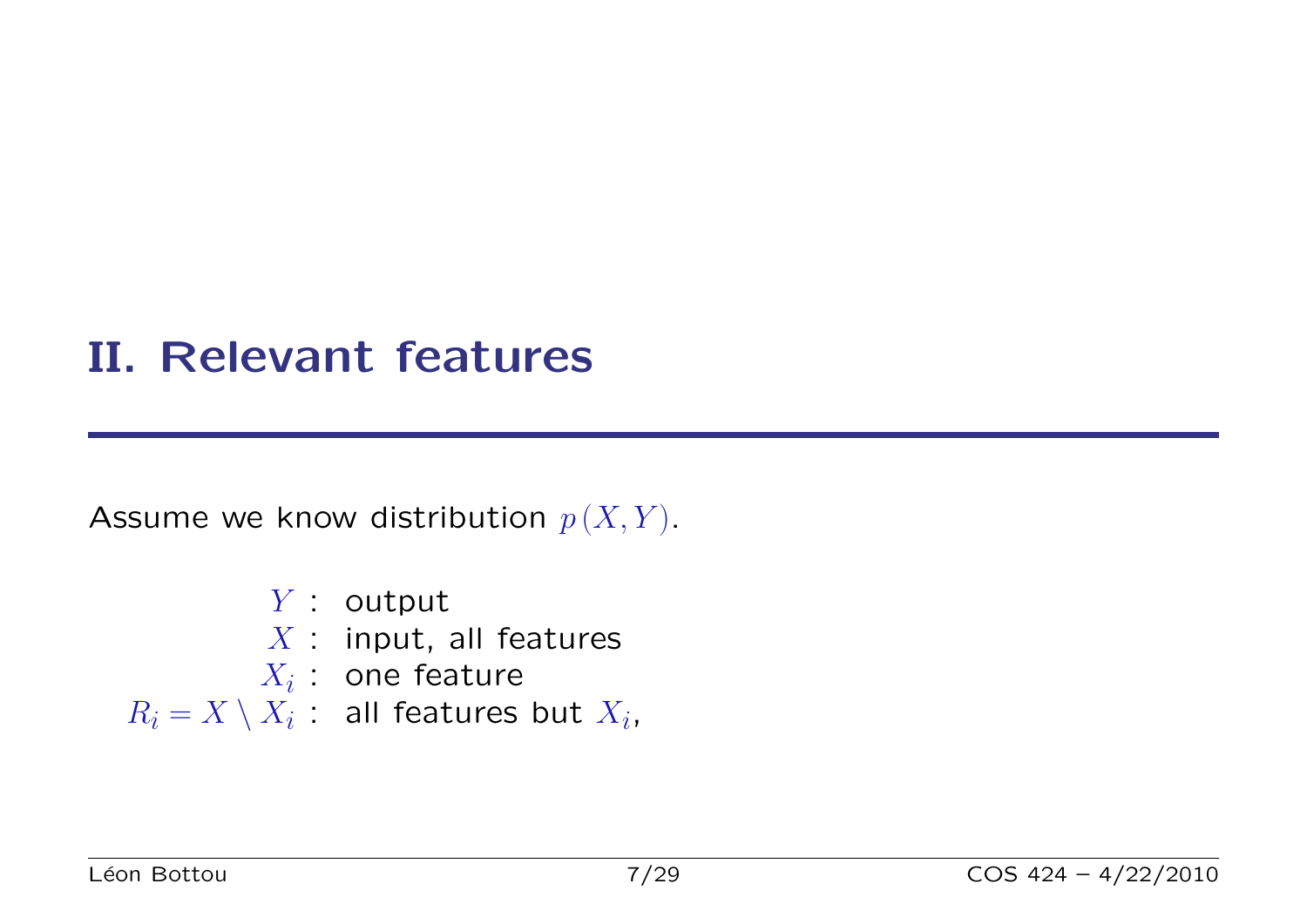# II. Relevant features

Assume we know distribution $p(X, Y)$.

$$
\begin{aligned}
Y &: \text{ output} \\
X &: \text{ input, all features} \\
X_i &: \text{ one feature} \\
R_i = X \setminus X_i &: \text{ all features but } X_i,
\end{aligned}
$$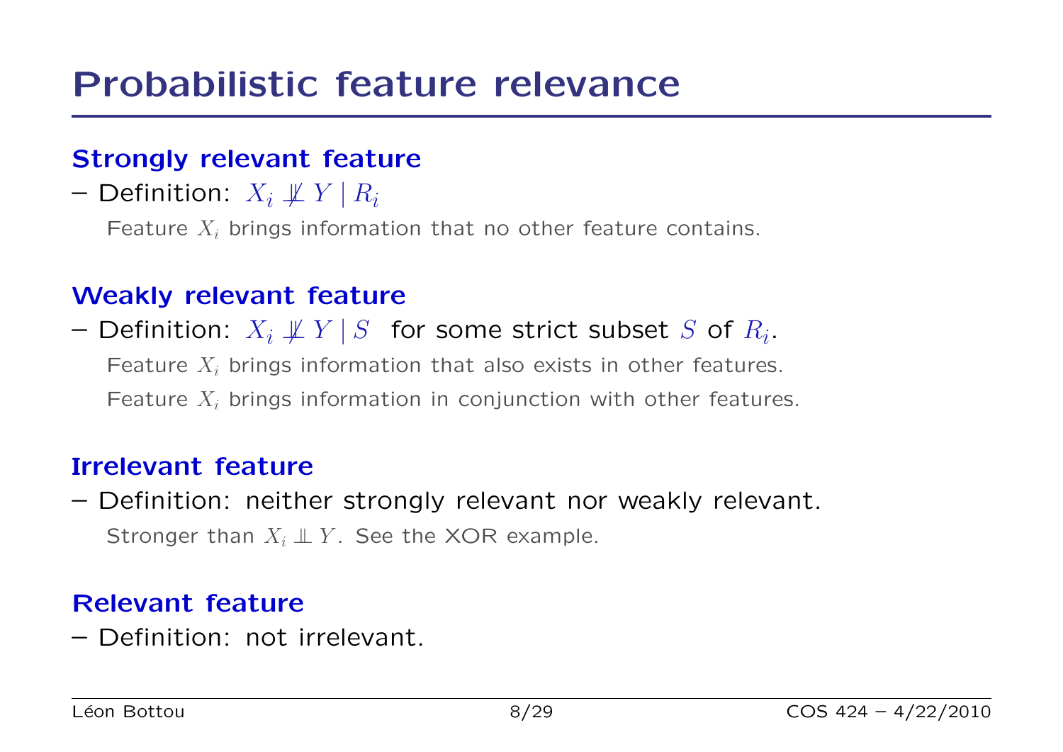# Probabilistic feature relevance

### Strongly relevant feature

– Definition: $X_i \not\perp\!\!\!\perp Y \mid R_i$

Feature $X_i$ brings information that no other feature contains.

### Weakly relevant feature

– Definition: $X_i \not\perp\!\!\!\perp Y \mid S$ for some strict subset $S$ of $R_i$.

Feature $X_i$ brings information that also exists in other features.

Feature $X_i$ brings information in conjunction with other features.

### Irrelevant feature

– Definition: neither strongly relevant nor weakly relevant.

Stronger than $X_i \perp\!\!\!\perp Y$. See the XOR example.

### Relevant feature

– Definition: not irrelevant.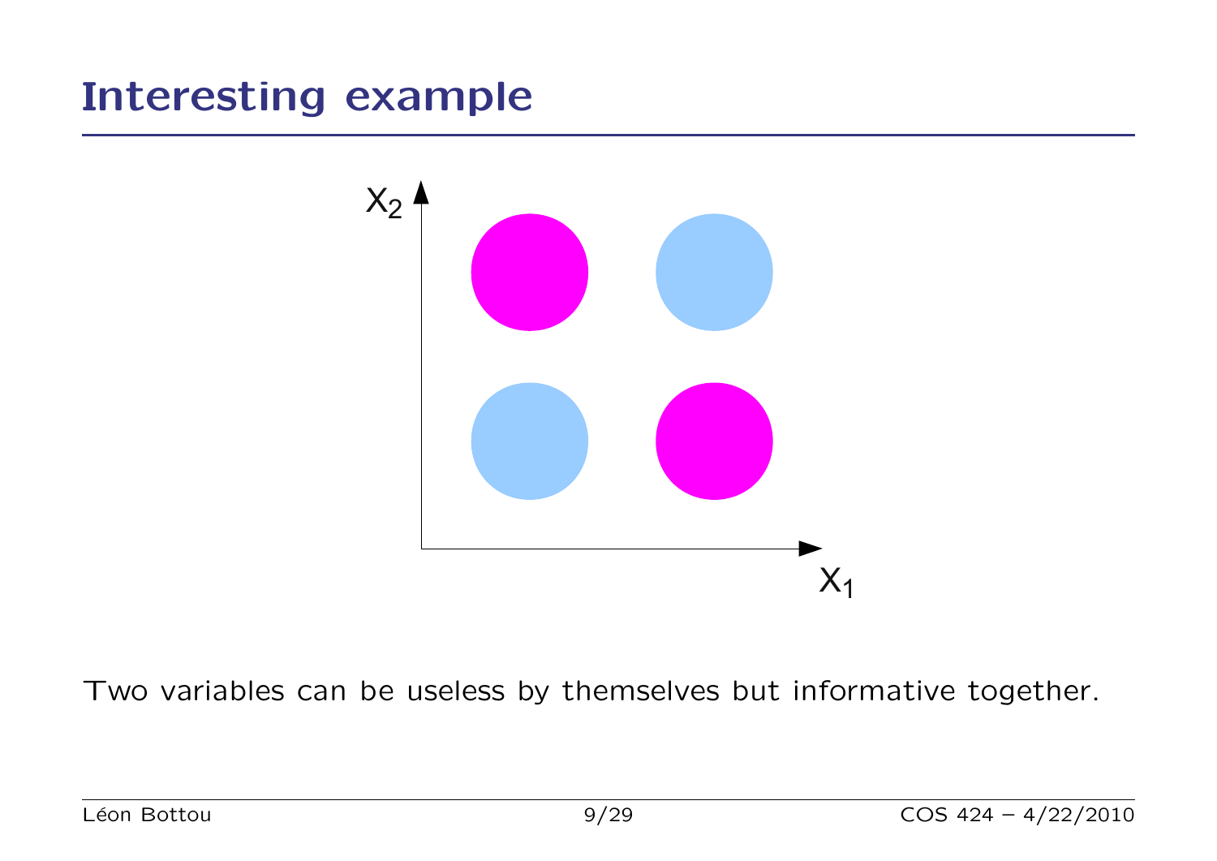# Interesting example

Two variables can be useless by themselves but informative together.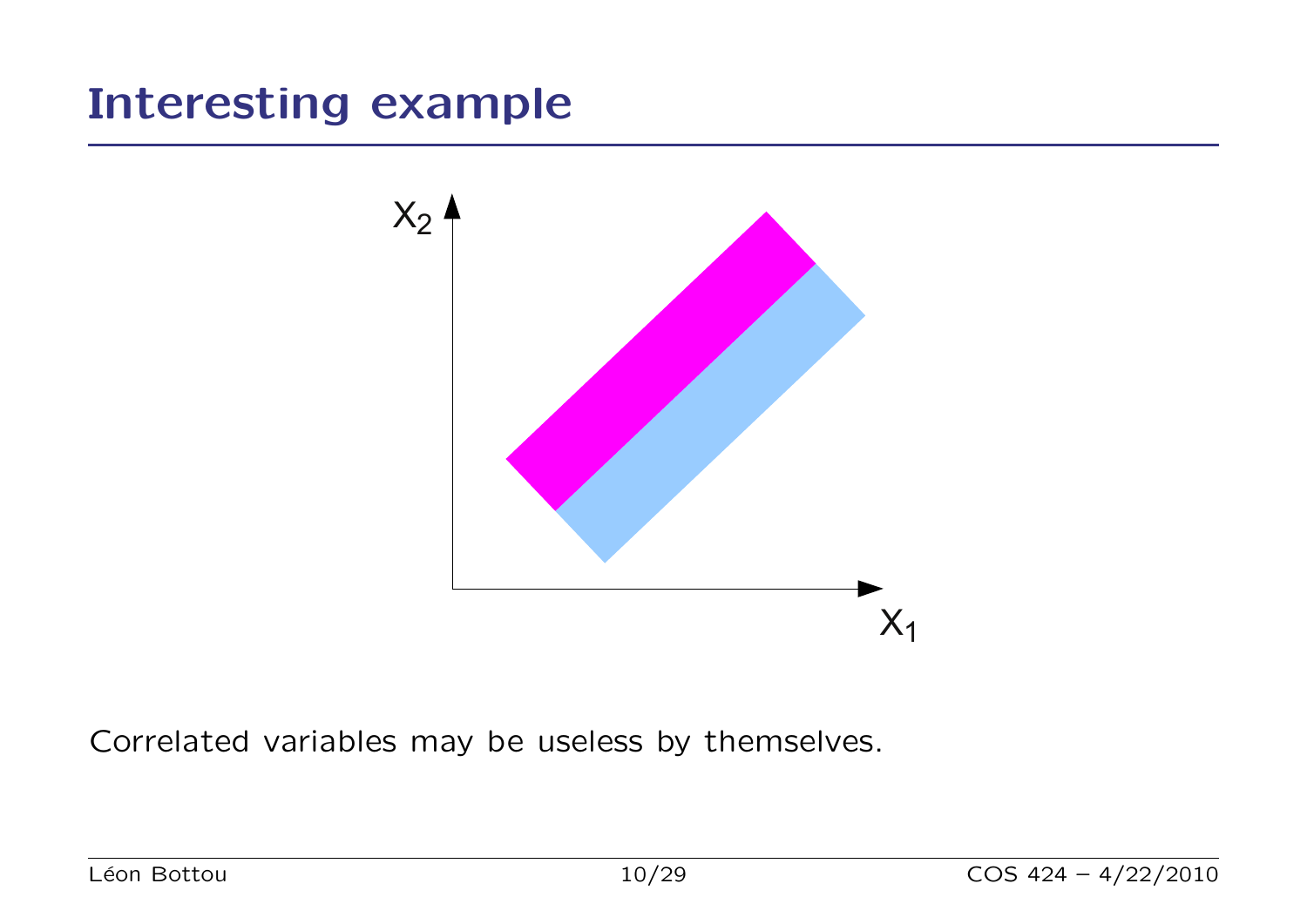## Interesting example

Correlated variables may be useless by themselves.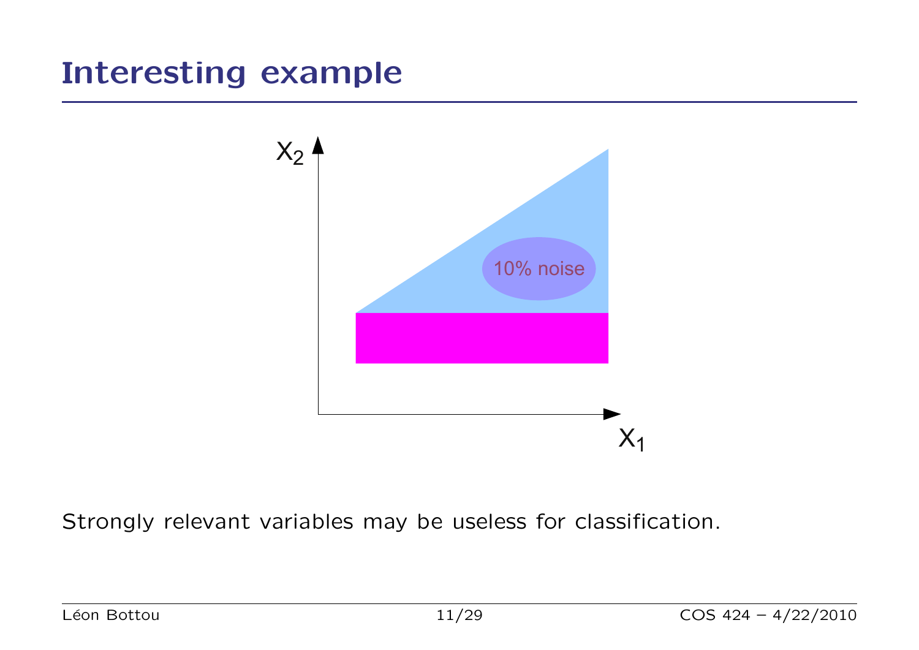# Interesting example

$X_2$

10% noise

$X_1$

Strongly relevant variables may be useless for classification.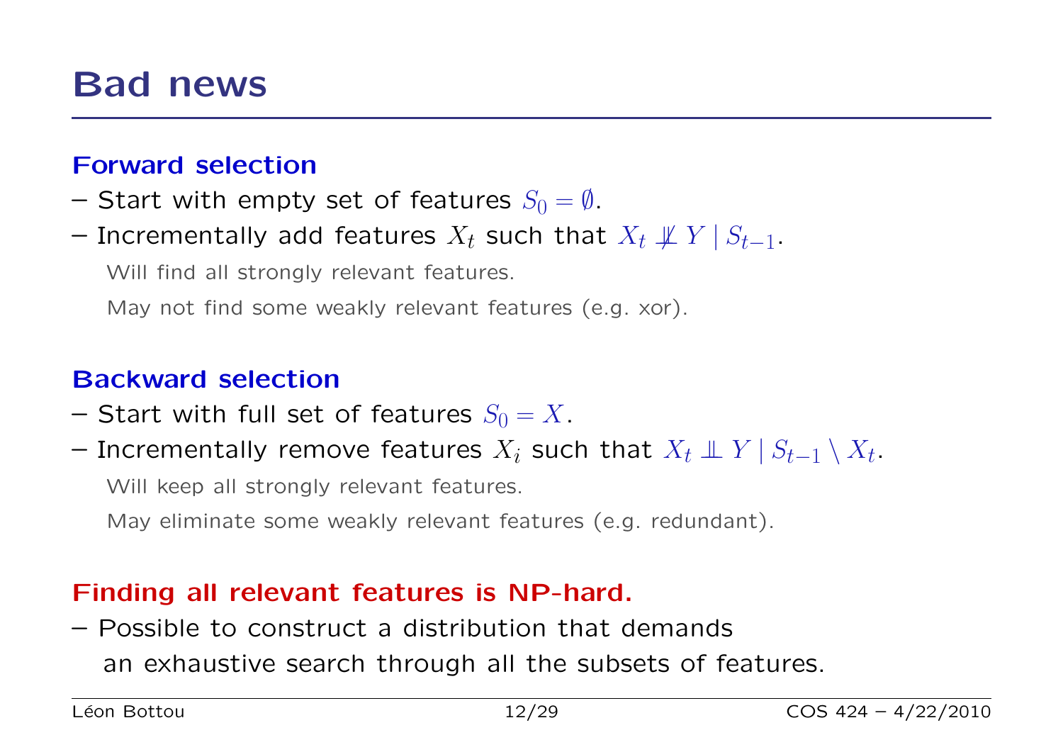# Bad news

### Forward selection

– Start with empty set of features $S_0 = \emptyset$.

– Incrementally add features $X_t$ such that $X_t \not\perp\!\!\!\perp Y \mid S_{t-1}$.

Will find all strongly relevant features.

May not find some weakly relevant features (e.g. xor).

### Backward selection

– Start with full set of features $S_0 = X$.

– Incrementally remove features $X_i$ such that $X_t \perp\!\!\!\perp Y \mid S_{t-1} \setminus X_t$.

Will keep all strongly relevant features.

May eliminate some weakly relevant features (e.g. redundant).

### Finding all relevant features is NP-hard.

– Possible to construct a distribution that demands an exhaustive search through all the subsets of features.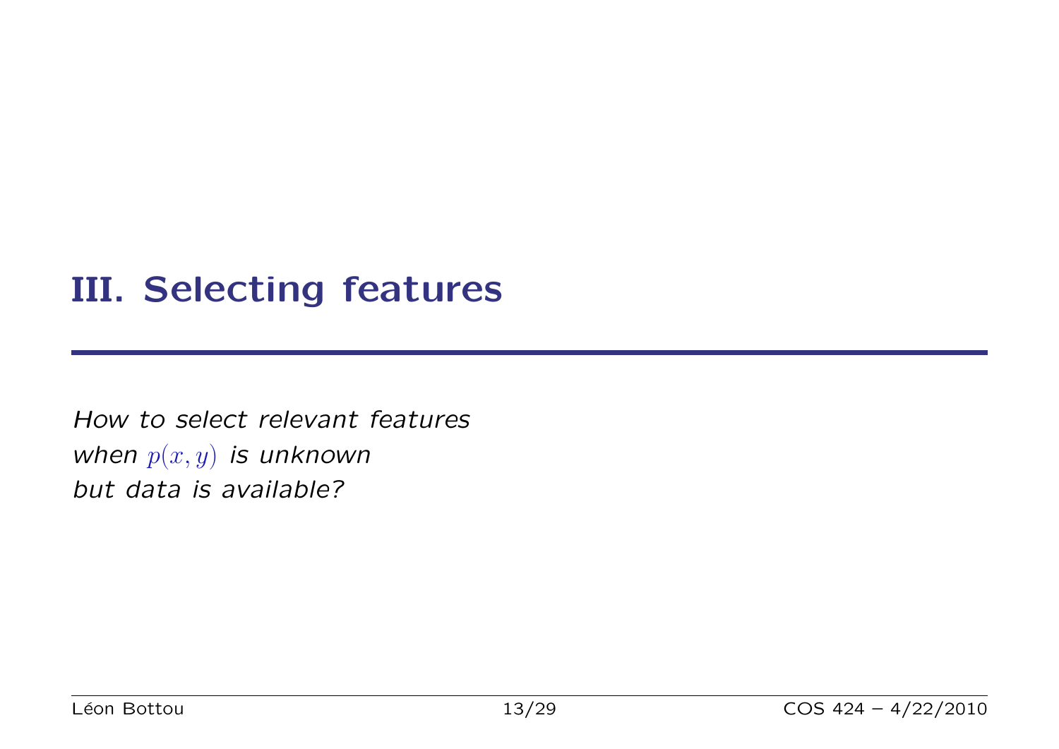# III. Selecting features

*How to select relevant features*
*when $p(x, y)$ is unknown*
*but data is available?*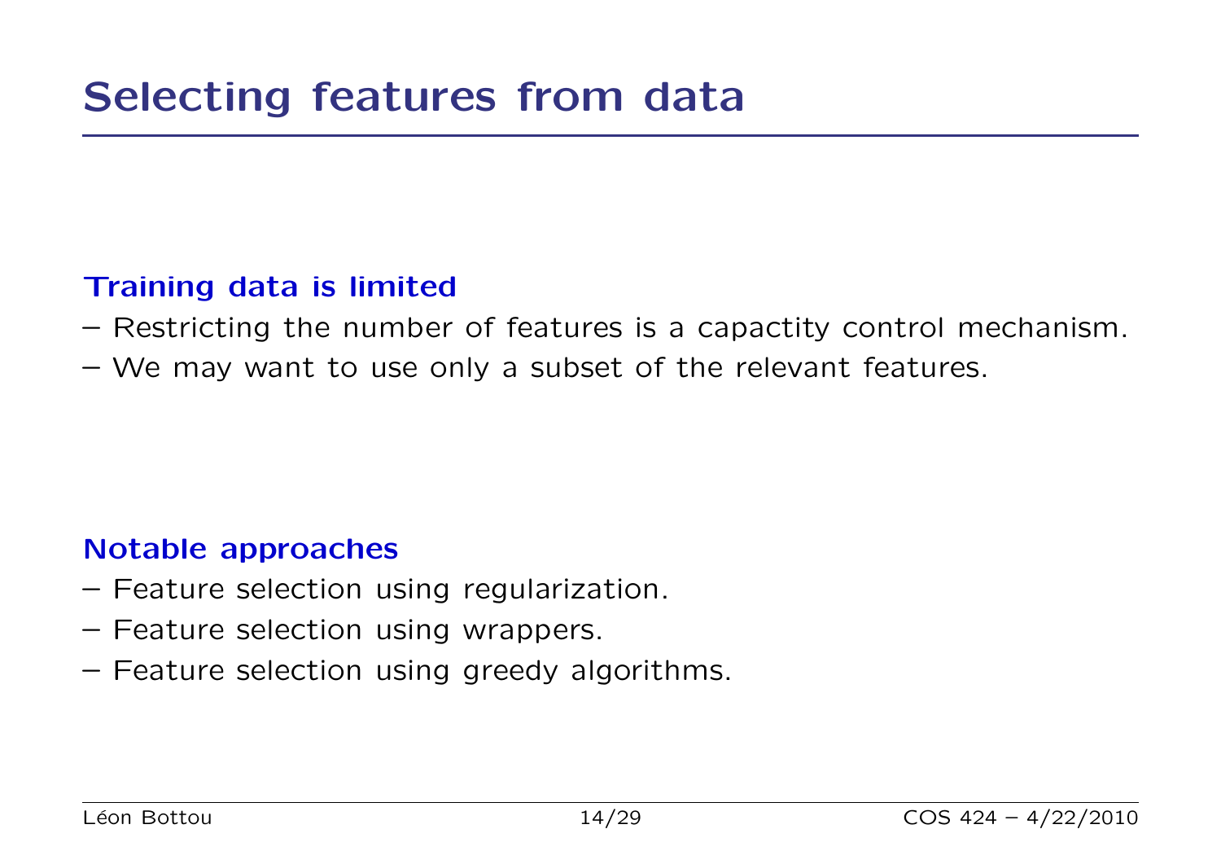# Selecting features from data

### Training data is limited

– Restricting the number of features is a capactity control mechanism.
– We may want to use only a subset of the relevant features.

### Notable approaches

– Feature selection using regularization.
– Feature selection using wrappers.
– Feature selection using greedy algorithms.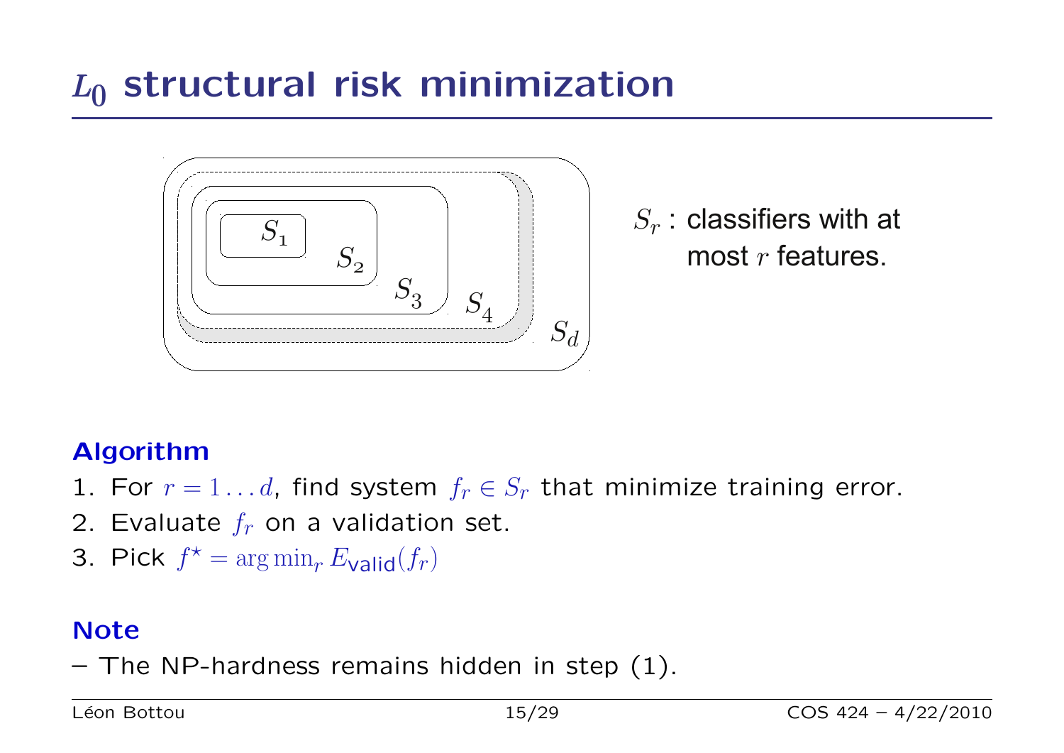# $L_0$ structural risk minimization

$S_r$ : classifiers with at most $r$ features.

**Algorithm**

1. For $r = 1 \dots d$, find system $f_r \in S_r$ that minimize training error.
2. Evaluate $f_r$ on a validation set.
3. Pick $f^\star = \arg\min_r E_{\text{valid}}(f_r)$

**Note**

– The NP-hardness remains hidden in step (1).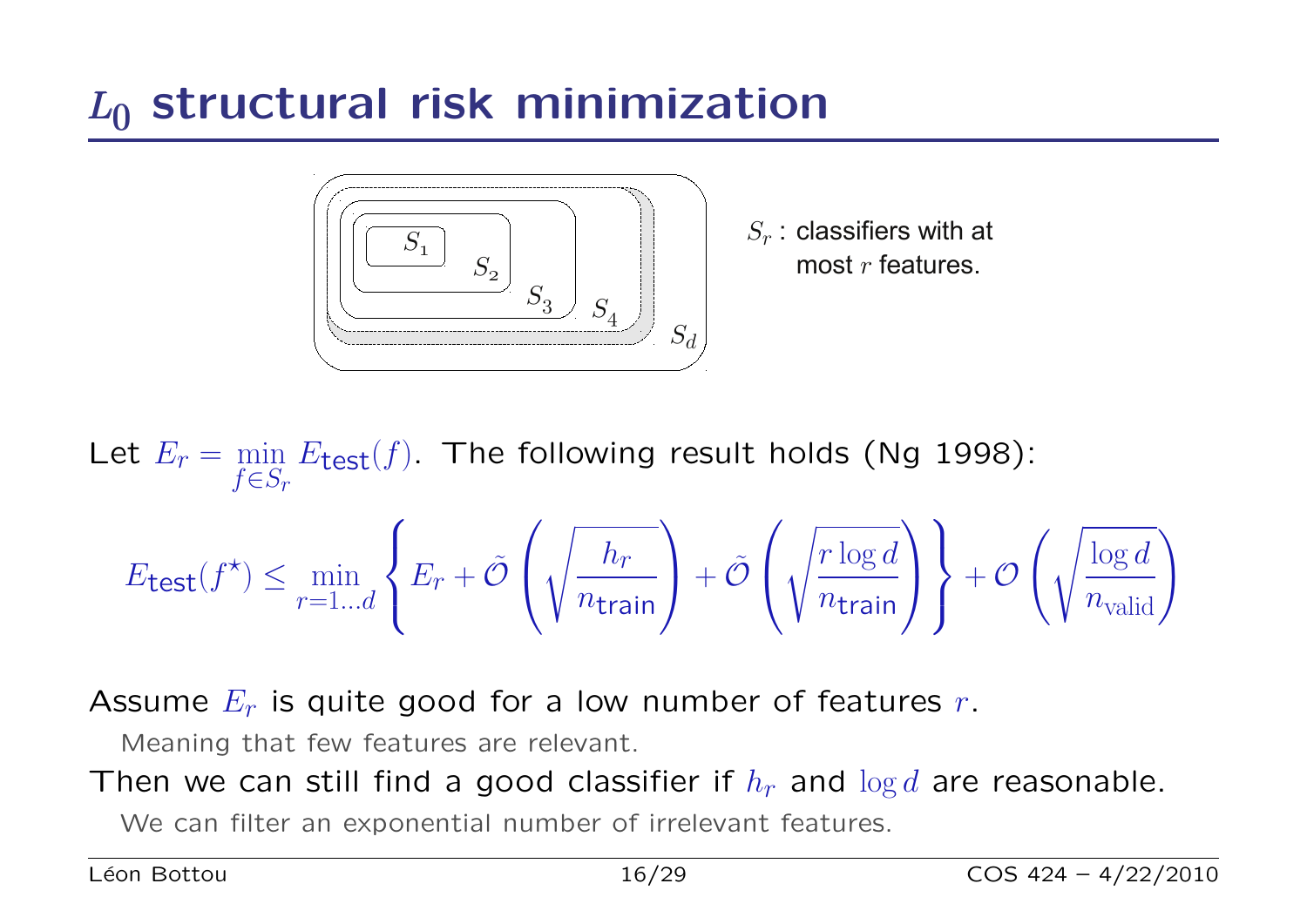# $L_0$ structural risk minimization

$S_r$ : classifiers with at most $r$ features.

Let $E_r = \min_{f \in S_r} E_{\text{test}}(f)$. The following result holds (Ng 1998):

$$E_{\text{test}}(f^\star) \leq \min_{r=1\dots d} \left\{ E_r + \tilde{\mathcal{O}}\left(\sqrt{\frac{h_r}{n_{\text{train}}}}\right) + \tilde{\mathcal{O}}\left(\sqrt{\frac{r \log d}{n_{\text{train}}}}\right) \right\} + \mathcal{O}\left(\sqrt{\frac{\log d}{n_{\text{valid}}}}\right)$$

Assume $E_r$ is quite good for a low number of features $r$.

Meaning that few features are relevant.

Then we can still find a good classifier if $h_r$ and $\log d$ are reasonable.

We can filter an exponential number of irrelevant features.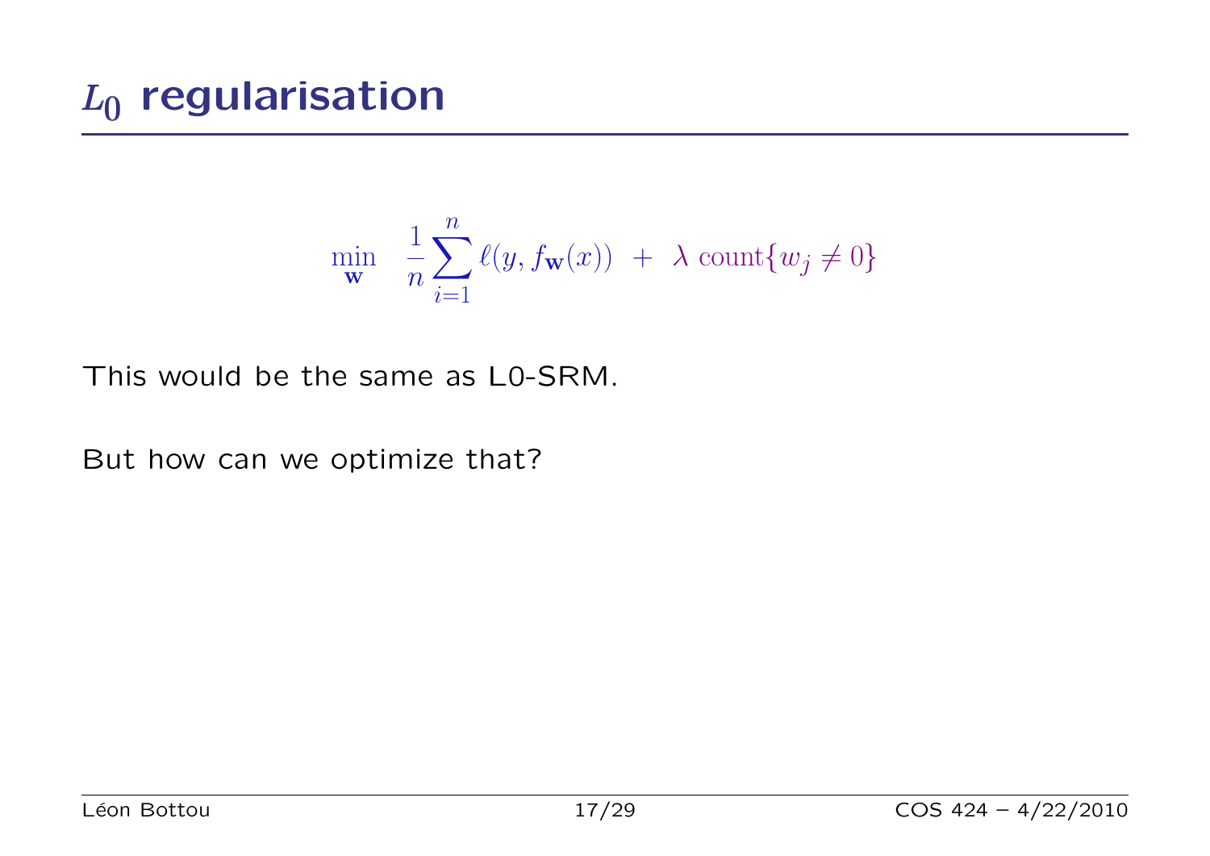# $L_0$ regularisation

$$\min_{\mathbf{w}} \quad \frac{1}{n}\sum_{i=1}^{n} \ell(y, f_{\mathbf{w}}(x)) \; + \; \lambda \; \mathrm{count}\{w_j \neq 0\}$$

This would be the same as L0-SRM.

But how can we optimize that?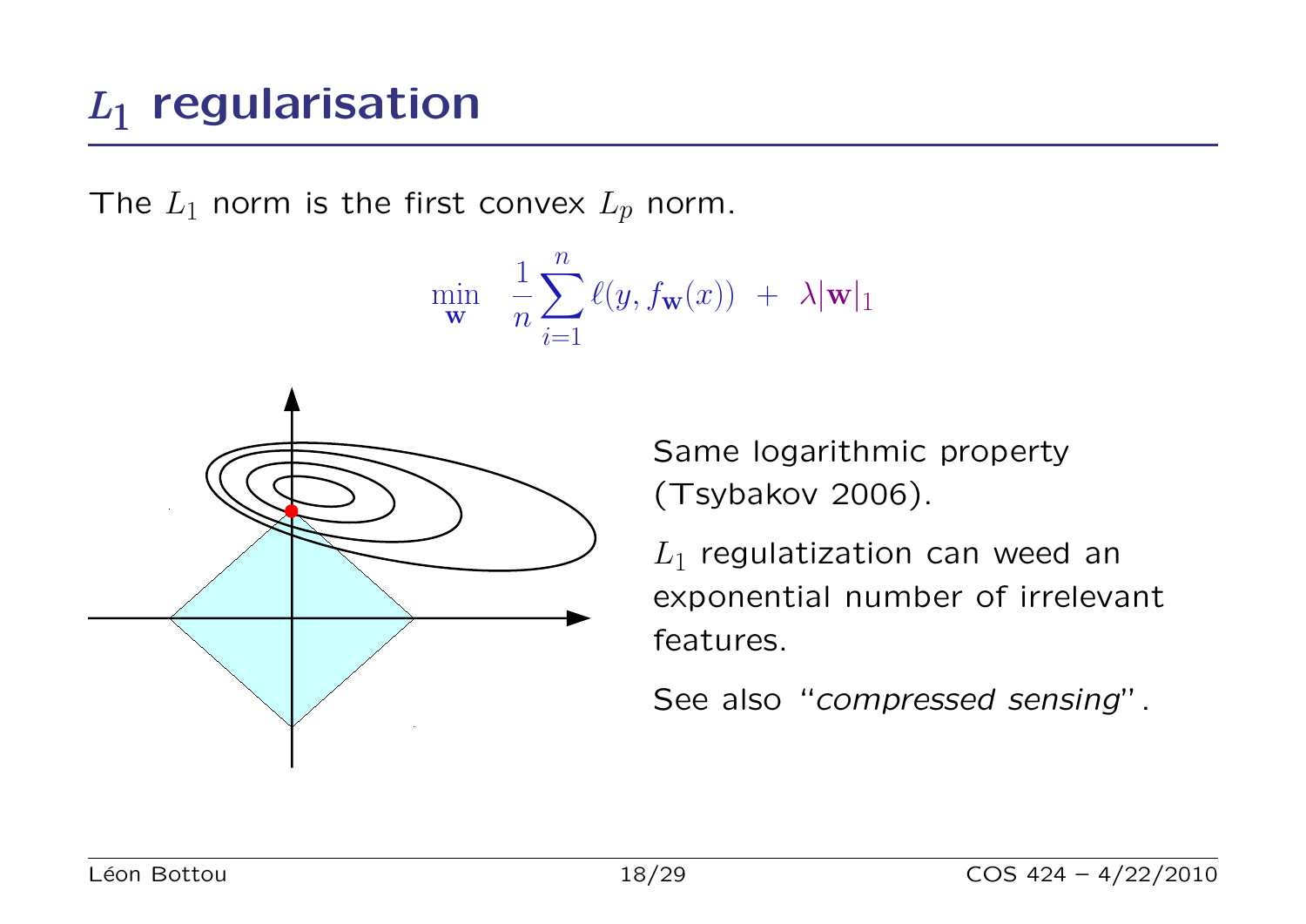# $L_1$ regularisation

The $L_1$ norm is the first convex $L_p$ norm.

$$\min_{\mathbf{w}} \quad \frac{1}{n}\sum_{i=1}^{n} \ell(y, f_{\mathbf{w}}(x)) \; + \; \lambda |\mathbf{w}|_1$$

Same logarithmic property (Tsybakov 2006).

$L_1$ regulatization can weed an exponential number of irrelevant features.

See also "*compressed sensing*".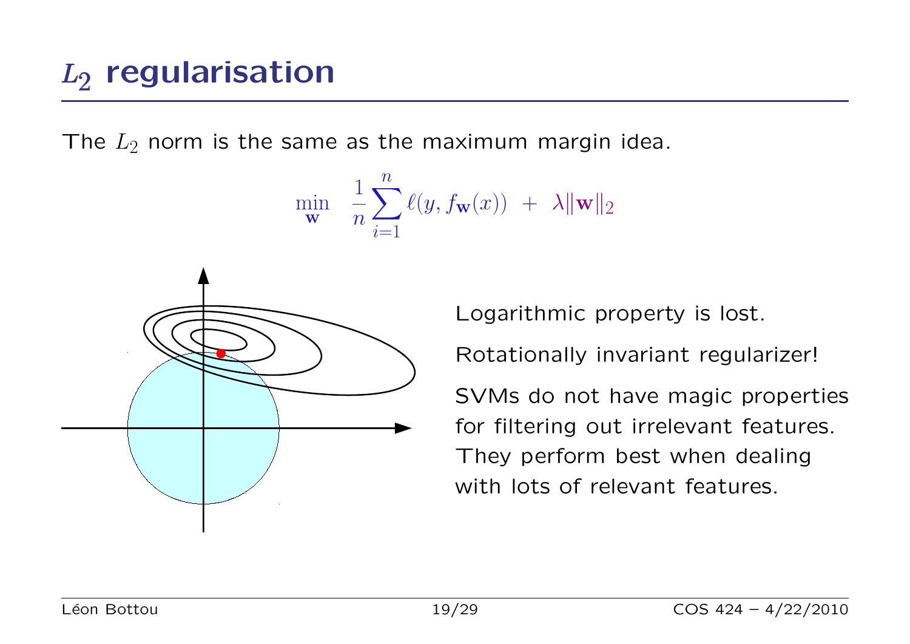# $L_2$ regularisation

The $L_2$ norm is the same as the maximum margin idea.

$$\min_{\mathbf{w}} \quad \frac{1}{n}\sum_{i=1}^{n} \ell(y, f_{\mathbf{w}}(x)) \;+\; \lambda \|\mathbf{w}\|_2$$

Logarithmic property is lost.

Rotationally invariant regularizer!

SVMs do not have magic properties for filtering out irrelevant features. They perform best when dealing with lots of relevant features.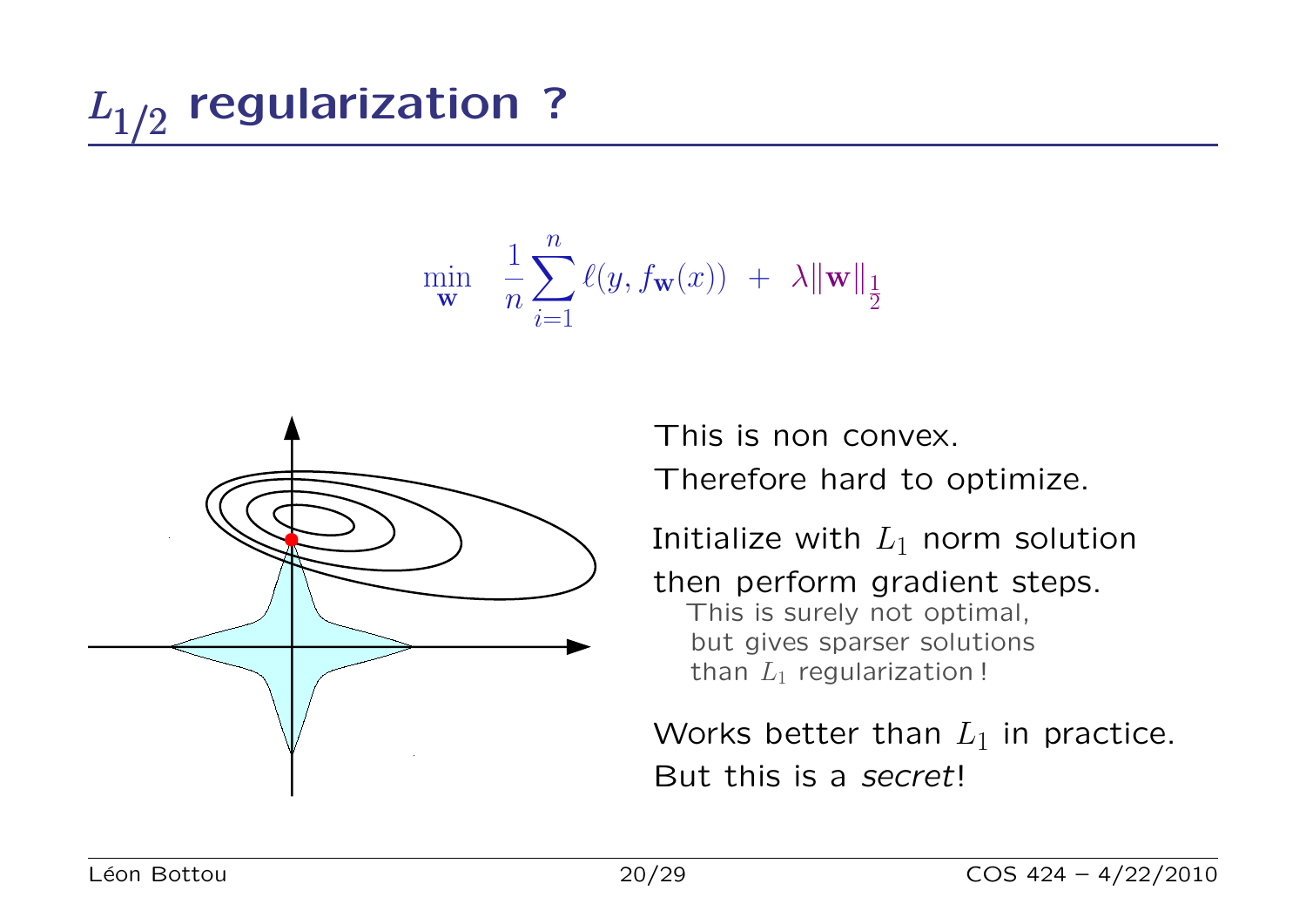# $L_{1/2}$ regularization ?

$$\min_{\mathbf{w}} \quad \frac{1}{n}\sum_{i=1}^{n} \ell(y, f_{\mathbf{w}}(x)) \;+\; \lambda \|\mathbf{w}\|_{\frac{1}{2}}$$

This is non convex.

Therefore hard to optimize.

Initialize with $L_1$ norm solution then perform gradient steps.

This is surely not optimal, but gives sparser solutions than $L_1$ regularization !

Works better than $L_1$ in practice.

But this is a *secret*!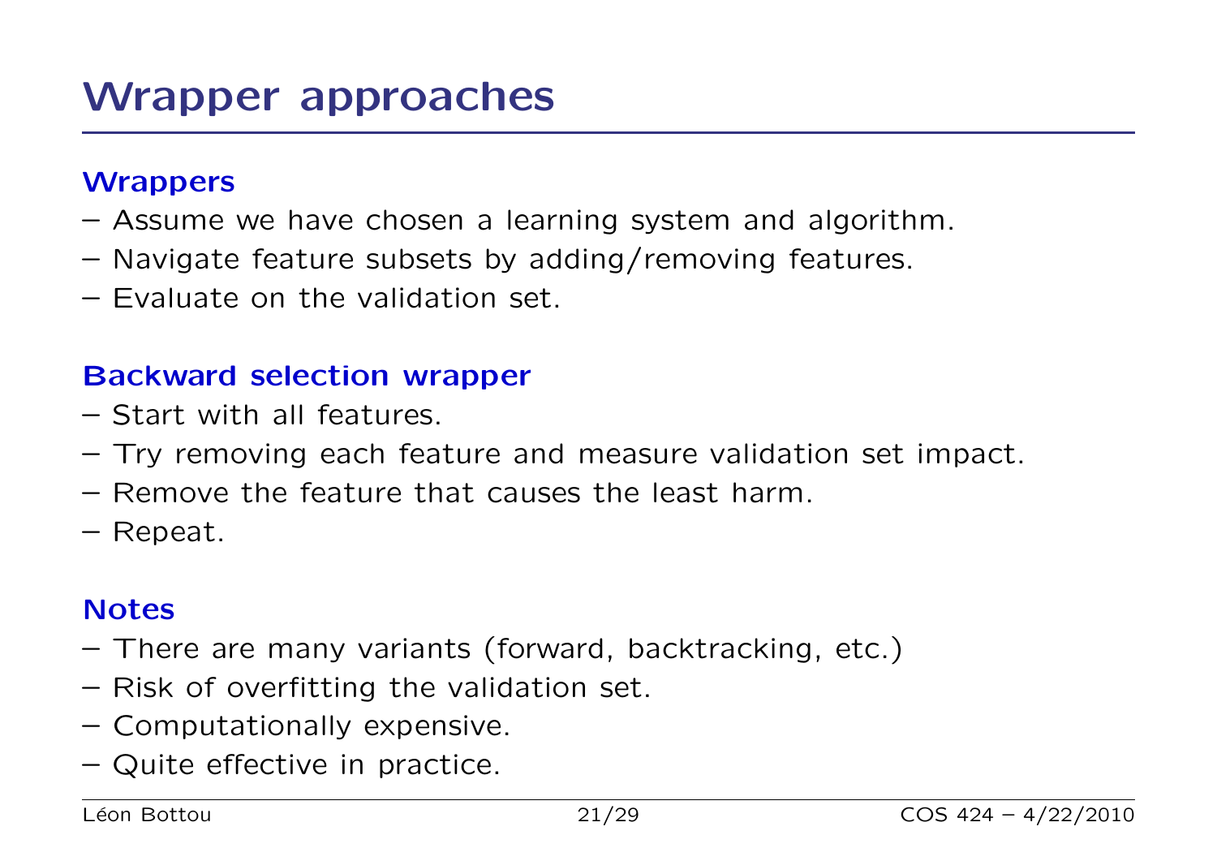# Wrapper approaches

### Wrappers

- Assume we have chosen a learning system and algorithm.
- Navigate feature subsets by adding/removing features.
- Evaluate on the validation set.

### Backward selection wrapper

- Start with all features.
- Try removing each feature and measure validation set impact.
- Remove the feature that causes the least harm.
- Repeat.

### Notes

- There are many variants (forward, backtracking, etc.)
- Risk of overfitting the validation set.
- Computationally expensive.
- Quite effective in practice.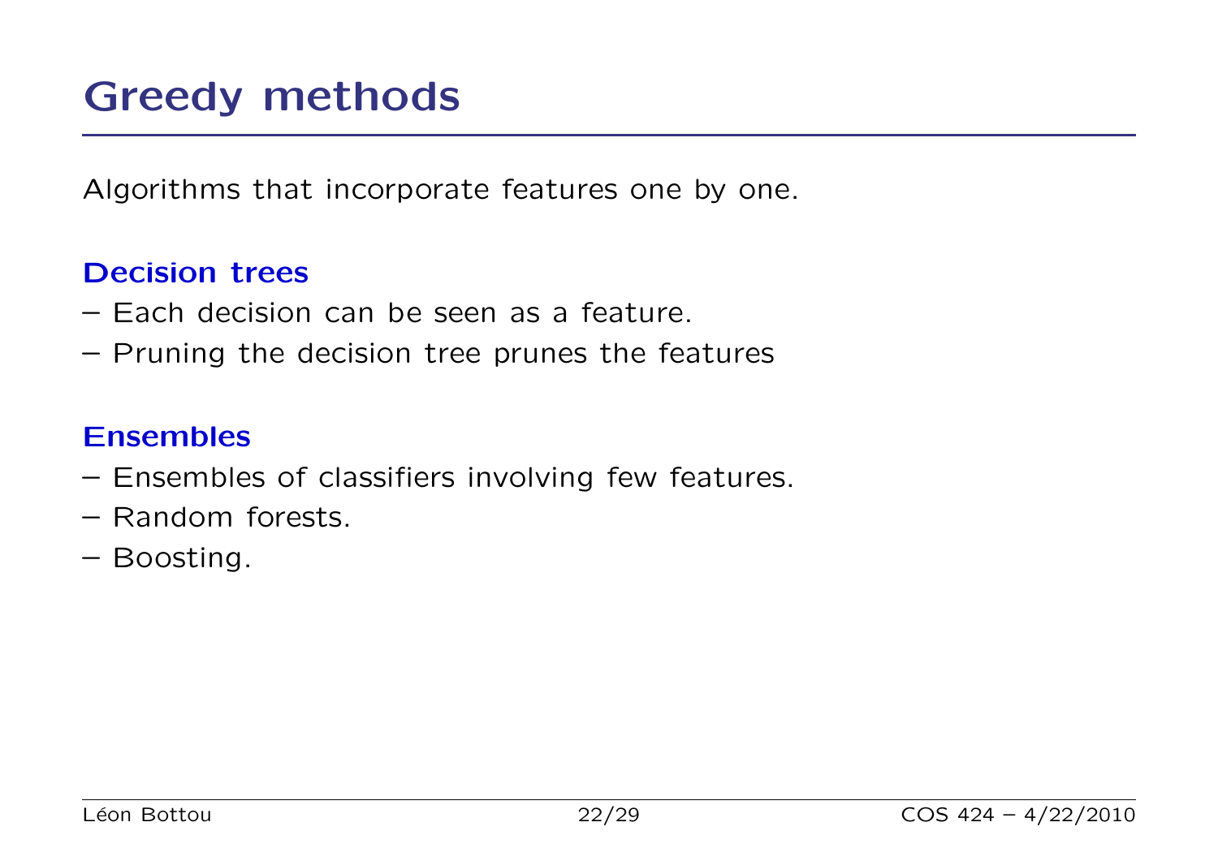# Greedy methods

Algorithms that incorporate features one by one.

### Decision trees

– Each decision can be seen as a feature.
– Pruning the decision tree prunes the features

### Ensembles

– Ensembles of classifiers involving few features.
– Random forests.
– Boosting.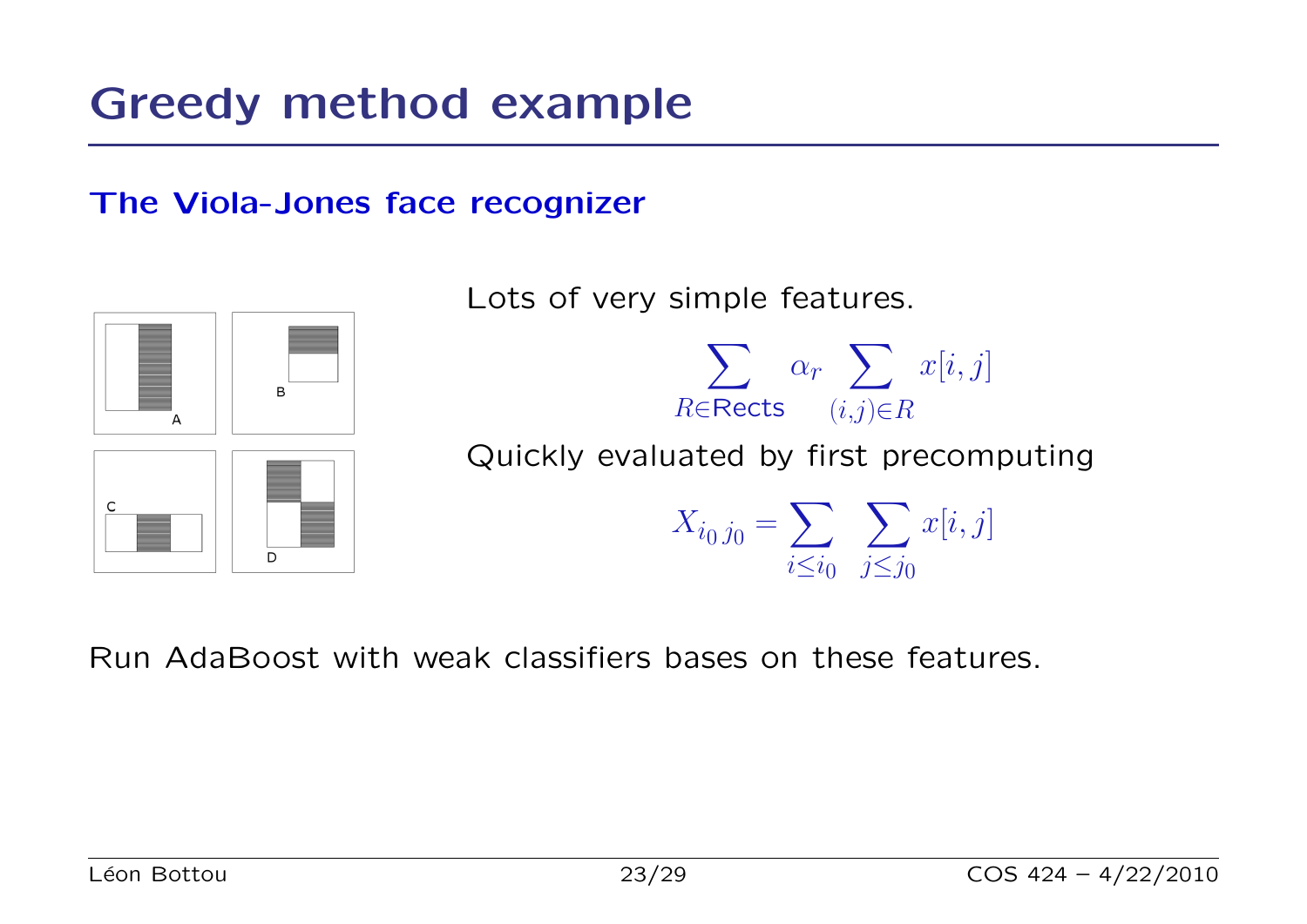# Greedy method example

## The Viola-Jones face recognizer

A B C D

Lots of very simple features.

$$\sum_{R \in \text{Rects}} \alpha_r \sum_{(i,j) \in R} x[i,j]$$

Quickly evaluated by first precomputing

$$X_{i_0\, j_0} = \sum_{i \le i_0} \sum_{j \le j_0} x[i,j]$$

Run AdaBoost with weak classifiers bases on these features.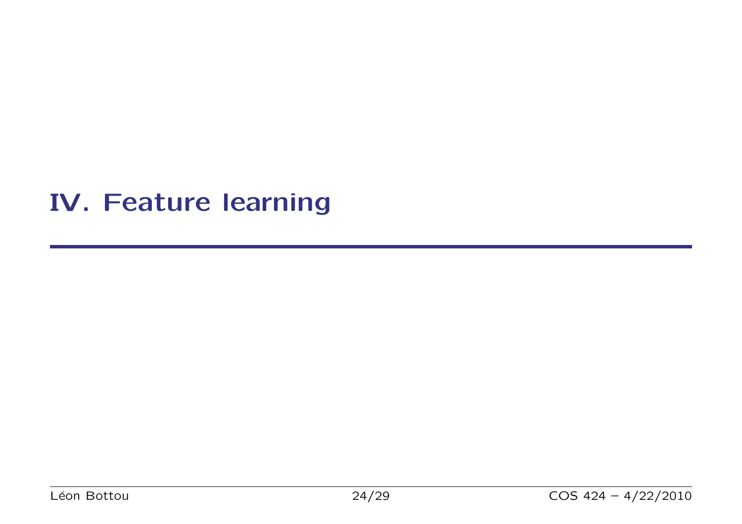# IV. Feature learning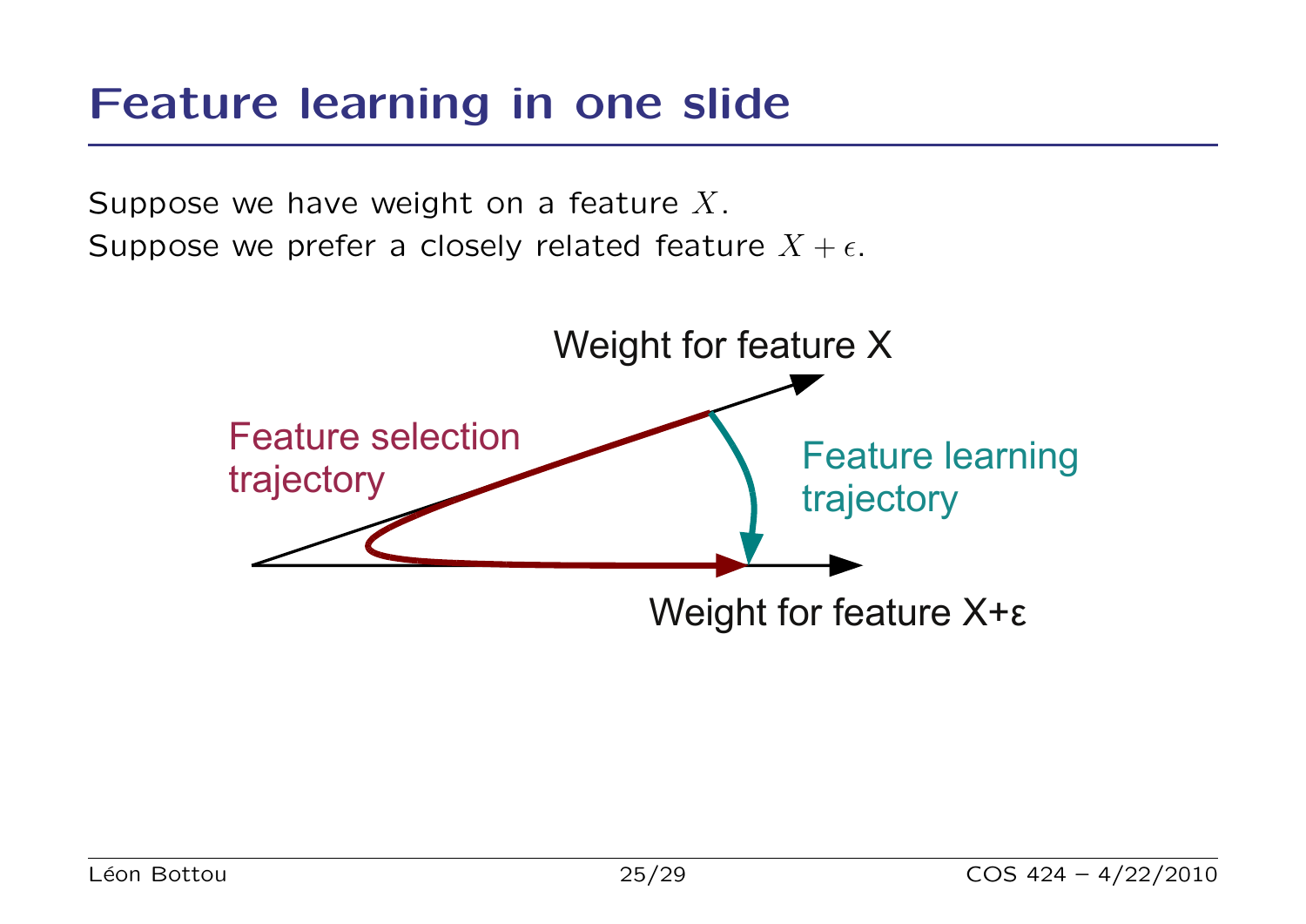# Feature learning in one slide

Suppose we have weight on a feature $X$.
Suppose we prefer a closely related feature $X + \epsilon$.

Weight for feature X

Feature selection trajectory

Feature learning trajectory

Weight for feature X+ε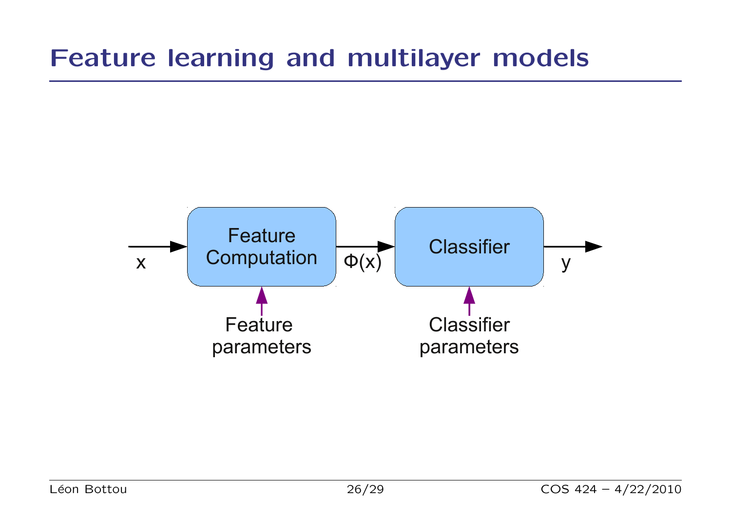# Feature learning and multilayer models

x → Feature Computation → $\Phi(x)$ → Classifier → y

Feature parameters

Classifier parameters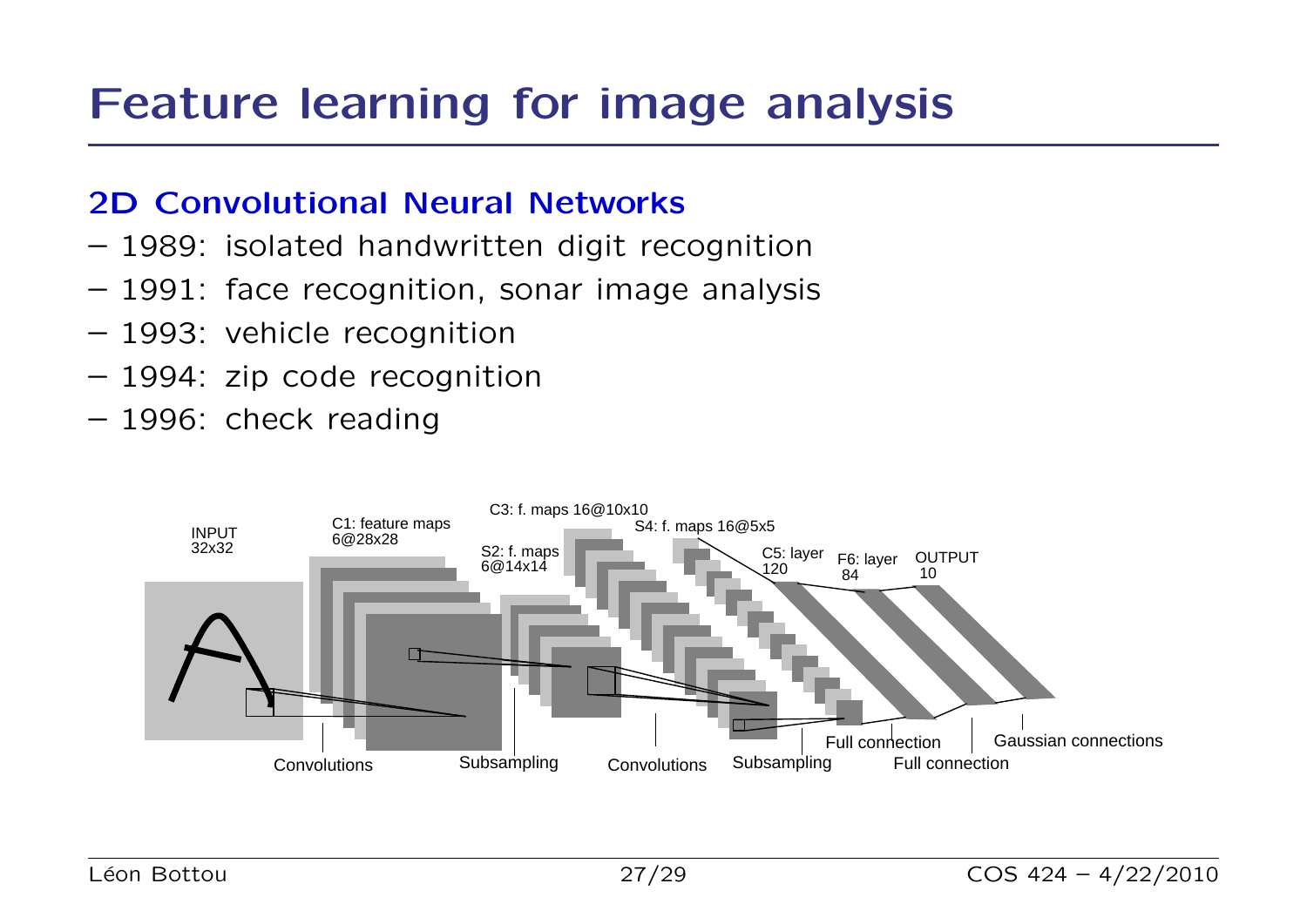# Feature learning for image analysis

## 2D Convolutional Neural Networks

- 1989: isolated handwritten digit recognition
- 1991: face recognition, sonar image analysis
- 1993: vehicle recognition
- 1994: zip code recognition
- 1996: check reading

INPUT 32x32 | C1: feature maps 6@28x28 | S2: f. maps 6@14x14 | C3: f. maps 16@10x10 | S4: f. maps 16@5x5 | C5: layer 120 | F6: layer 84 | OUTPUT 10

Convolutions | Subsampling | Convolutions | Subsampling | Full connection | Full connection | Gaussian connections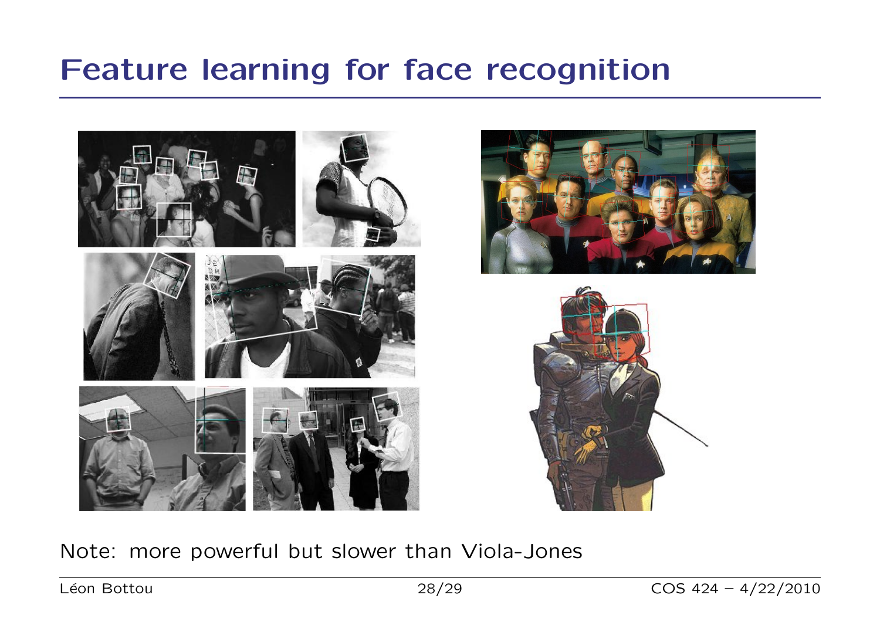# Feature learning for face recognition

Note: more powerful but slower than Viola-Jones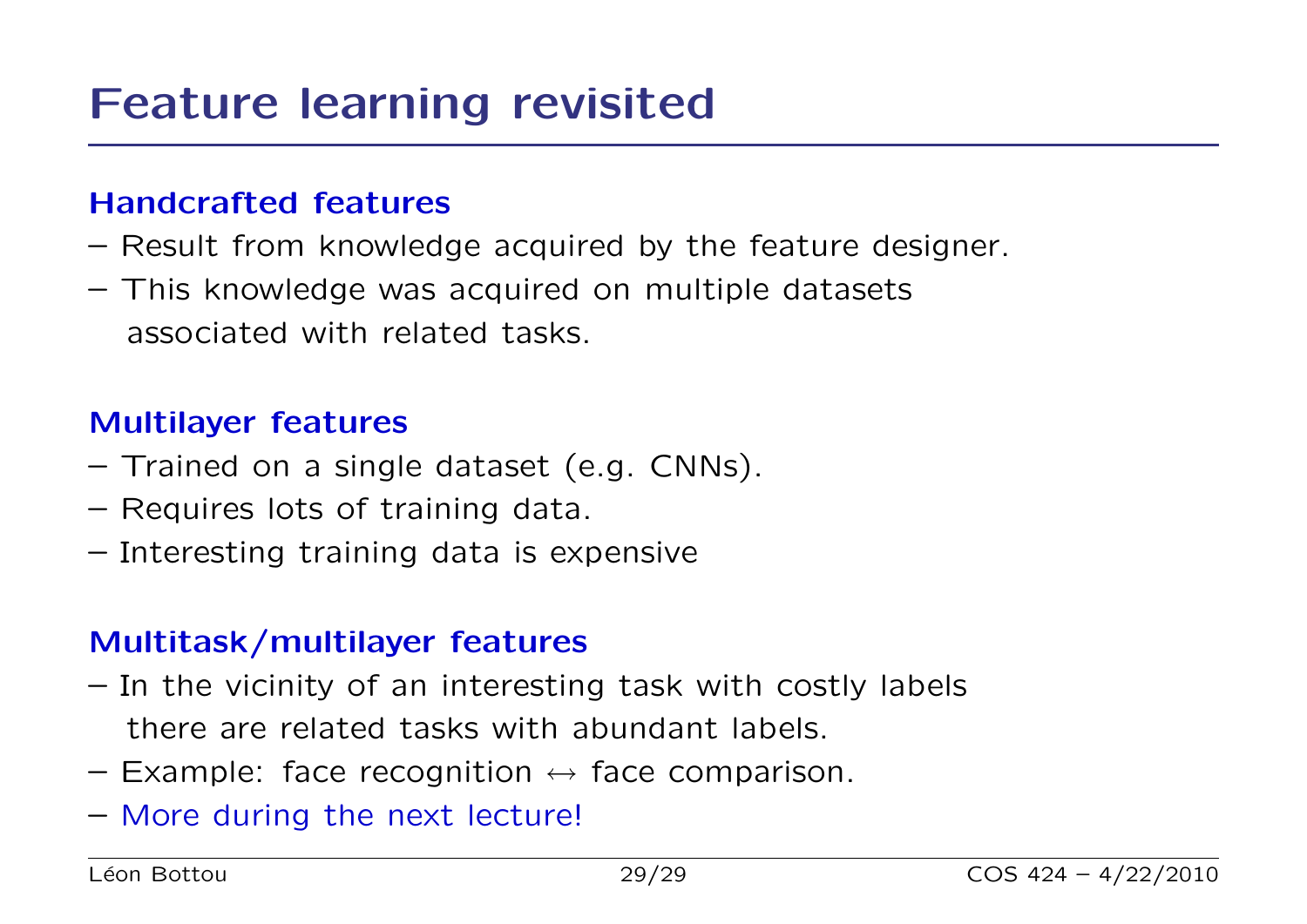# Feature learning revisited

### Handcrafted features

– Result from knowledge acquired by the feature designer.
– This knowledge was acquired on multiple datasets associated with related tasks.

### Multilayer features

– Trained on a single dataset (e.g. CNNs).
– Requires lots of training data.
– Interesting training data is expensive

### Multitask/multilayer features

– In the vicinity of an interesting task with costly labels there are related tasks with abundant labels.
– Example: face recognition $\leftrightarrow$ face comparison.
– More during the next lecture!